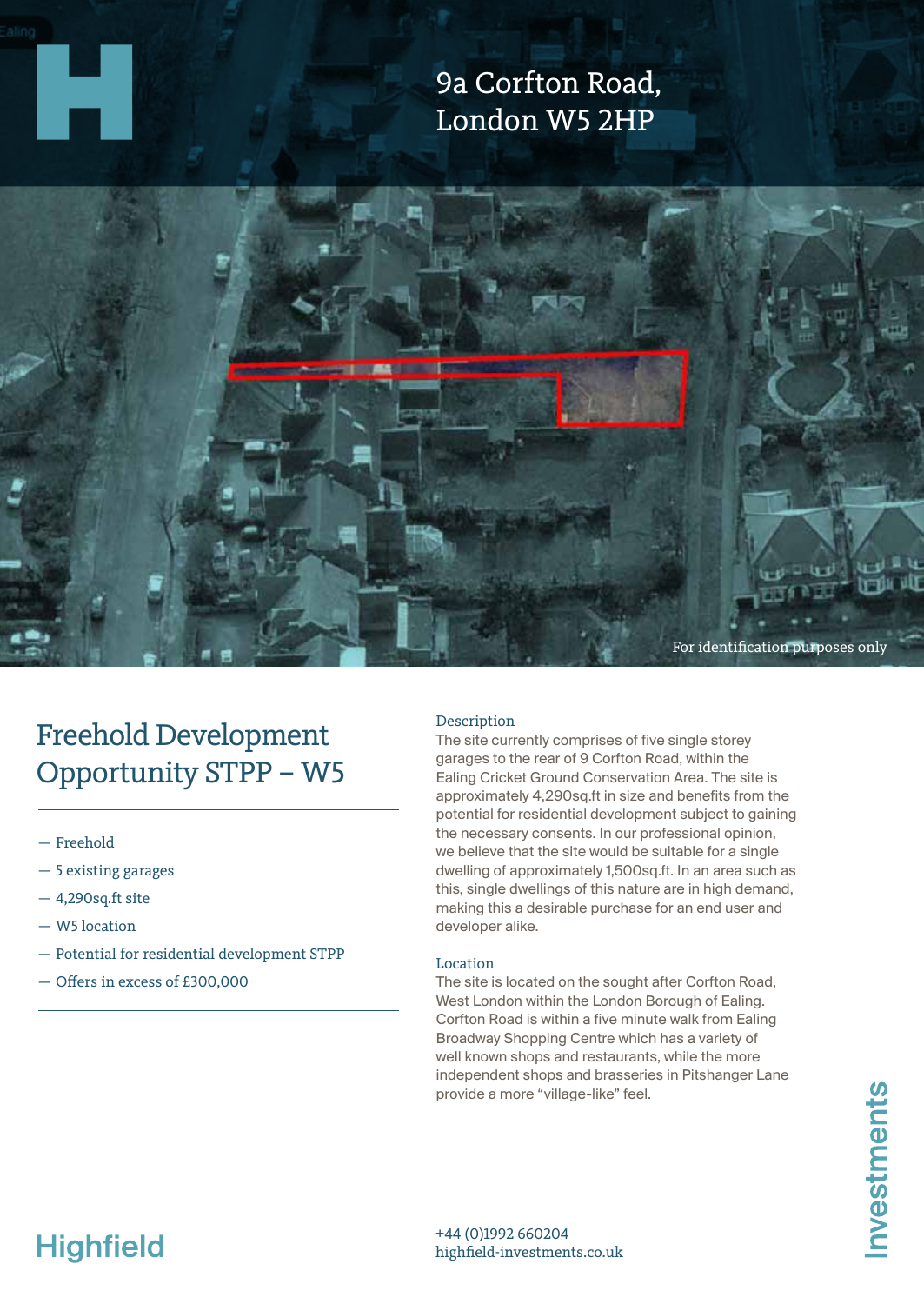# 9a Corfton Road, London W5 2HP

For identification purposes only

## Freehold Development Opportunity STPP – W5

- Freehold
- 5 existing garages
- 4,290sq.ft site
- W5 location
- Potential for residential development STPP
- Offers in excess of £300,000

### Description

The site currently comprises of five single storey garages to the rear of 9 Corfton Road, within the Ealing Cricket Ground Conservation Area. The site is approximately 4,290sq.ft in size and benefits from the potential for residential development subject to gaining the necessary consents. In our professional opinion, we believe that the site would be suitable for a single dwelling of approximately 1,500sq.ft. In an area such as this, single dwellings of this nature are in high demand, making this a desirable purchase for an end user and developer alike.

### Location

The site is located on the sought after Corfton Road, West London within the London Borough of Ealing. Corfton Road is within a five minute walk from Ealing Broadway Shopping Centre which has a variety of well known shops and restaurants, while the more independent shops and brasseries in Pitshanger Lane provide a more "village-like" feel.

Highfield Investments

+44 (0)1992 660204
highfield-investments.co.uk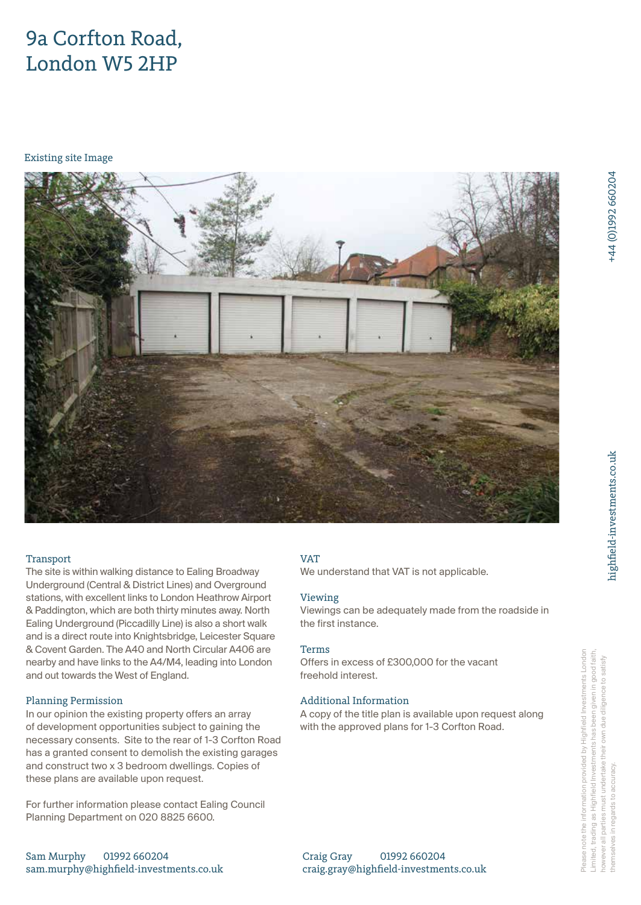# 9a Corfton Road, London W5 2HP

Existing site Image

## Transport

The site is within walking distance to Ealing Broadway Underground (Central & District Lines) and Overground stations, with excellent links to London Heathrow Airport & Paddington, which are both thirty minutes away. North Ealing Underground (Piccadilly Line) is also a short walk and is a direct route into Knightsbridge, Leicester Square & Covent Garden. The A40 and North Circular A406 are nearby and have links to the A4/M4, leading into London and out towards the West of England.

## Planning Permission

In our opinion the existing property offers an array of development opportunities subject to gaining the necessary consents. Site to the rear of 1-3 Corfton Road has a granted consent to demolish the existing garages and construct two x 3 bedroom dwellings. Copies of these plans are available upon request.

For further information please contact Ealing Council Planning Department on 020 8825 6600.

## VAT

We understand that VAT is not applicable.

## Viewing

Viewings can be adequately made from the roadside in the first instance.

## Terms

Offers in excess of £300,000 for the vacant freehold interest.

## Additional Information

A copy of the title plan is available upon request along with the approved plans for 1-3 Corfton Road.

Sam Murphy 01992 660204
sam.murphy@highfield-investments.co.uk

Craig Gray 01992 660204
craig.gray@highfield-investments.co.uk

+44 (0)1992 660204

highfield-investments.co.uk

Please note the information provided by Highfield Investments London Limited, trading as Highfield Investments has been given in good faith, however all parties must undertake their own due diligence to satisfy themselves in regards to accuracy.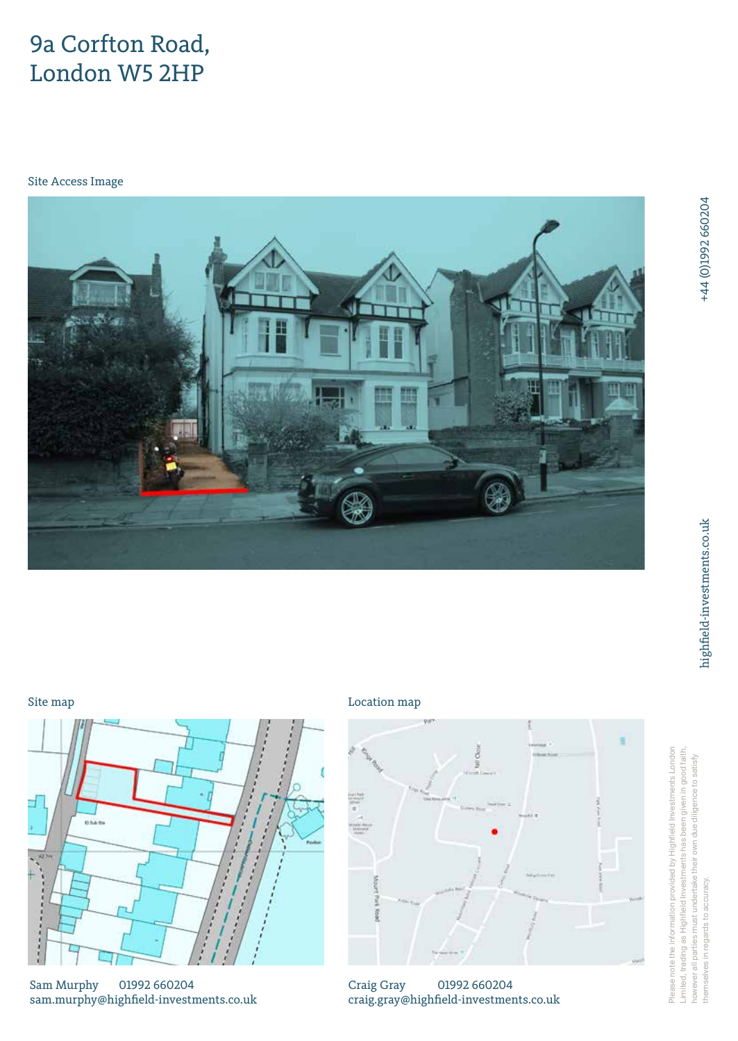# 9a Corfton Road, London W5 2HP

Site Access Image

Site map

Location map

Sam Murphy 01992 660204
sam.murphy@highfield-investments.co.uk

Craig Gray 01992 660204
craig.gray@highfield-investments.co.uk

+44 (0)1992 660204

highfield-investments.co.uk

Please note the information provided by Highfield Investments London Limited, trading as Highfield Investments has been given in good faith, however all parties must undertake their own due diligence to satisfy themselves in regards to accuracy.